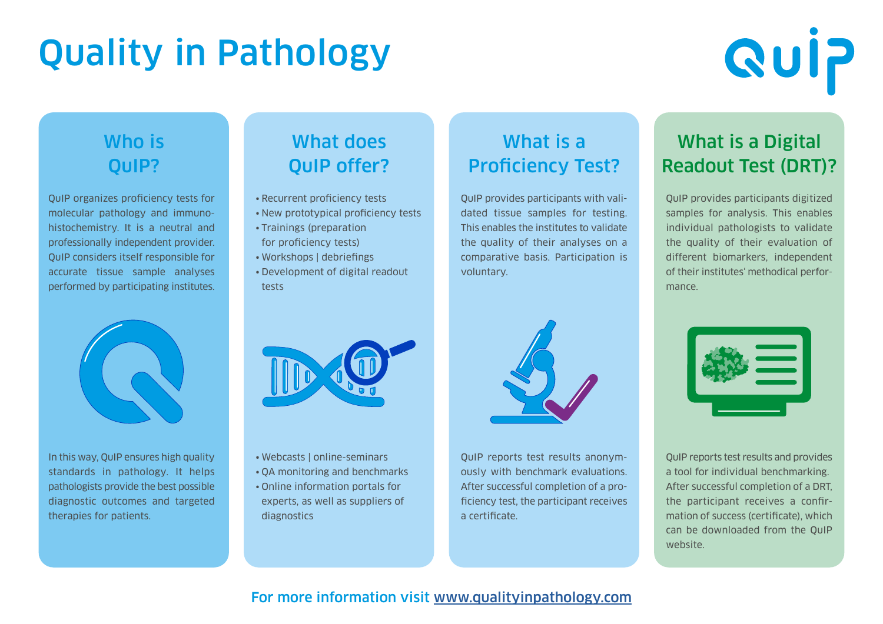# Quality in Pathology

## Who is QuIP?

QuIP organizes proficiency tests for molecular pathology and immunohistochemistry. It is a neutral and professionally independent provider. QuIP considers itself responsible for accurate tissue sample analyses performed by participating institutes.

In this way, QuIP ensures high quality standards in pathology. It helps pathologists provide the best possible diagnostic outcomes and targeted therapies for patients.

## What does QuIP offer?

- Recurrent proficiency tests
- New prototypical proficiency tests
- Trainings (preparation for proficiency tests)
- Workshops | debriefings
- Development of digital readout tests
- Webcasts | online-seminars
- QA monitoring and benchmarks
- Online information portals for experts, as well as suppliers of diagnostics

## What is a Proficiency Test?

QuIP provides participants with validated tissue samples for testing. This enables the institutes to validate the quality of their analyses on a comparative basis. Participation is voluntary.

QuIP reports test results anonymously with benchmark evaluations. After successful completion of a proficiency test, the participant receives a certificate.

## What is a Digital Readout Test (DRT)?

QuIP provides participants digitized samples for analysis. This enables individual pathologists to validate the quality of their evaluation of different biomarkers, independent of their institutes' methodical performance.

QuIP reports test results and provides a tool for individual benchmarking. After successful completion of a DRT, the participant receives a confirmation of success (certificate), which can be downloaded from the QuIP website.

For more information visit www.qualityinpathology.com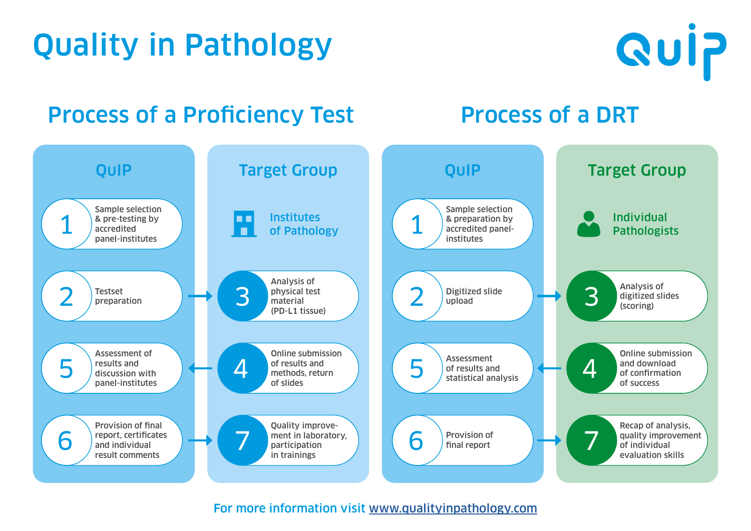# Quality in Pathology

QuIP

## Process of a Proficiency Test

### QuIP

1. Sample selection & pre-testing by accredited panel-institutes
2. Testset preparation
5. Assessment of results and discussion with panel-institutes
6. Provision of final report, certificates and individual result comments

### Target Group

Institutes of Pathology

3. Analysis of physical test material (PD-L1 tissue)
4. Online submission of results and methods, return of slides
7. Quality improvement in laboratory, participation in trainings

## Process of a DRT

### QuIP

1. Sample selection & preparation by accredited panel-institutes
2. Digitized slide upload
5. Assessment of results and statistical analysis
6. Provision of final report

### Target Group

Individual Pathologists

3. Analysis of digitized slides (scoring)
4. Online submission and download of confirmation of success
7. Recap of analysis, quality improvement of individual evaluation skills

For more information visit www.qualityinpathology.com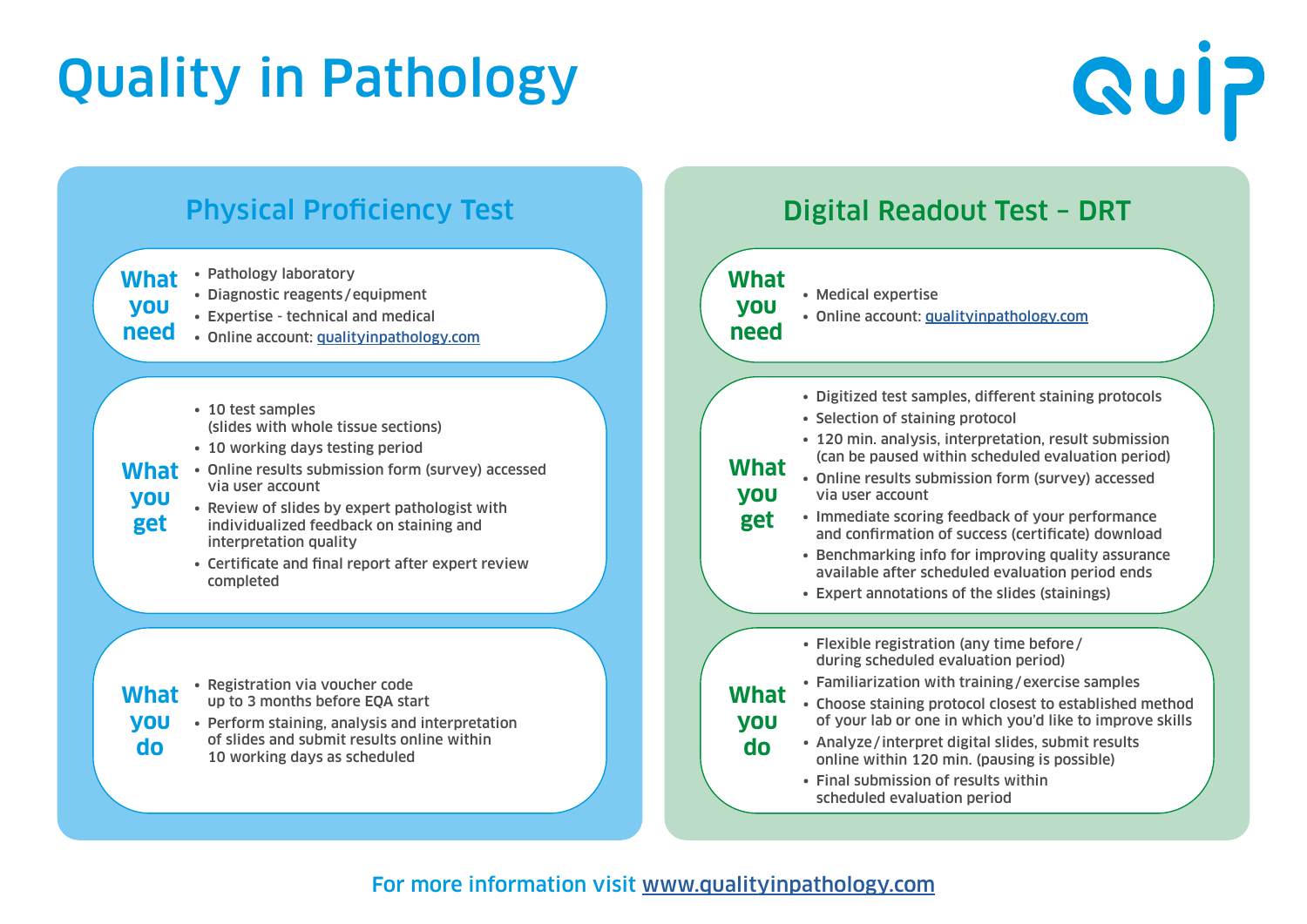# Quality in Pathology

QuIP

## Physical Proficiency Test

### What you need

- Pathology laboratory
- Diagnostic reagents / equipment
- Expertise - technical and medical
- Online account: qualityinpathology.com

### What you get

- 10 test samples (slides with whole tissue sections)
- 10 working days testing period
- Online results submission form (survey) accessed via user account
- Review of slides by expert pathologist with individualized feedback on staining and interpretation quality
- Certificate and final report after expert review completed

### What you do

- Registration via voucher code up to 3 months before EQA start
- Perform staining, analysis and interpretation of slides and submit results online within 10 working days as scheduled

## Digital Readout Test – DRT

### What you need

- Medical expertise
- Online account: qualityinpathology.com

### What you get

- Digitized test samples, different staining protocols
- Selection of staining protocol
- 120 min. analysis, interpretation, result submission (can be paused within scheduled evaluation period)
- Online results submission form (survey) accessed via user account
- Immediate scoring feedback of your performance and confirmation of success (certificate) download
- Benchmarking info for improving quality assurance available after scheduled evaluation period ends
- Expert annotations of the slides (stainings)

### What you do

- Flexible registration (any time before / during scheduled evaluation period)
- Familiarization with training / exercise samples
- Choose staining protocol closest to established method of your lab or one in which you'd like to improve skills
- Analyze / interpret digital slides, submit results online within 120 min. (pausing is possible)
- Final submission of results within scheduled evaluation period

For more information visit www.qualityinpathology.com